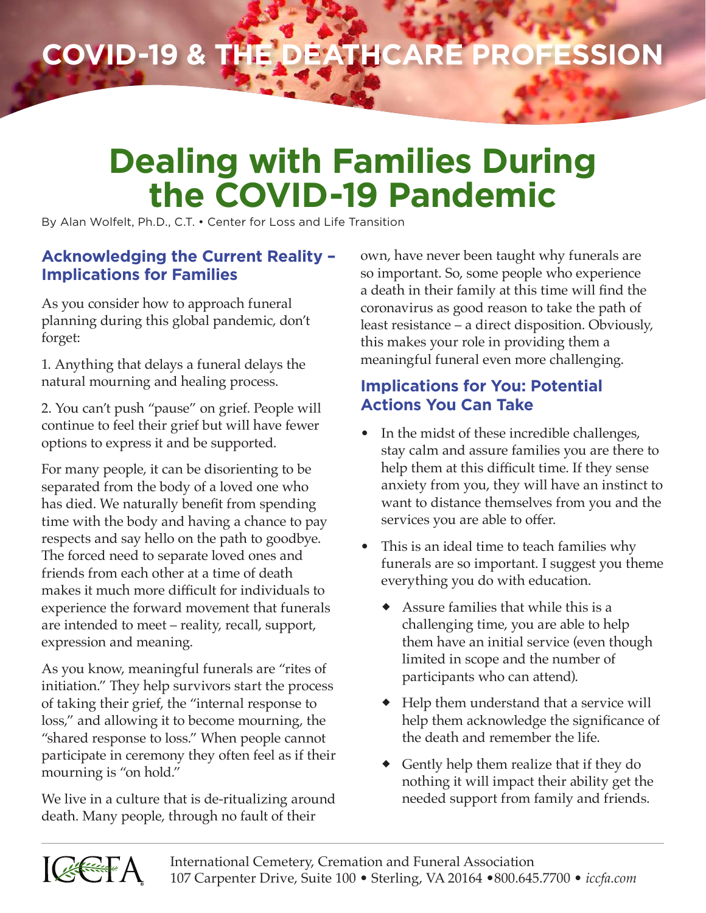COVID-19 & THE DEATHCARE PROFESSION

# Dealing with Families During the COVID-19 Pandemic

By Alan Wolfelt, Ph.D., C.T. • Center for Loss and Life Transition

## Acknowledging the Current Reality – Implications for Families

As you consider how to approach funeral planning during this global pandemic, don't forget:

1. Anything that delays a funeral delays the natural mourning and healing process.

2. You can't push "pause" on grief. People will continue to feel their grief but will have fewer options to express it and be supported.

For many people, it can be disorienting to be separated from the body of a loved one who has died. We naturally benefit from spending time with the body and having a chance to pay respects and say hello on the path to goodbye. The forced need to separate loved ones and friends from each other at a time of death makes it much more difficult for individuals to experience the forward movement that funerals are intended to meet – reality, recall, support, expression and meaning.

As you know, meaningful funerals are "rites of initiation." They help survivors start the process of taking their grief, the "internal response to loss," and allowing it to become mourning, the "shared response to loss." When people cannot participate in ceremony they often feel as if their mourning is "on hold."

We live in a culture that is de-ritualizing around death. Many people, through no fault of their own, have never been taught why funerals are so important. So, some people who experience a death in their family at this time will find the coronavirus as good reason to take the path of least resistance – a direct disposition. Obviously, this makes your role in providing them a meaningful funeral even more challenging.

## Implications for You: Potential Actions You Can Take

- In the midst of these incredible challenges, stay calm and assure families you are there to help them at this difficult time. If they sense anxiety from you, they will have an instinct to want to distance themselves from you and the services you are able to offer.
- This is an ideal time to teach families why funerals are so important. I suggest you theme everything you do with education.
  - Assure families that while this is a challenging time, you are able to help them have an initial service (even though limited in scope and the number of participants who can attend).
  - Help them understand that a service will help them acknowledge the significance of the death and remember the life.
  - Gently help them realize that if they do nothing it will impact their ability get the needed support from family and friends.

ICCFA

International Cemetery, Cremation and Funeral Association
107 Carpenter Drive, Suite 100 • Sterling, VA 20164 •800.645.7700 • *iccfa.com*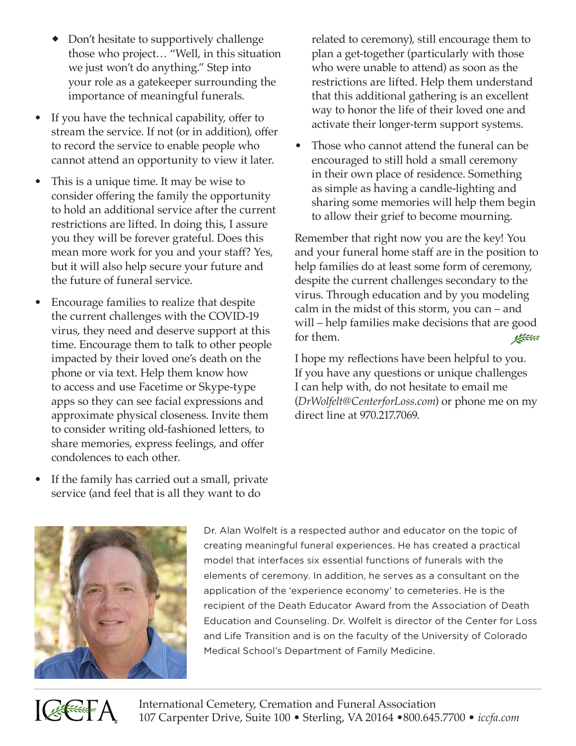- Don't hesitate to supportively challenge those who project… "Well, in this situation we just won't do anything." Step into your role as a gatekeeper surrounding the importance of meaningful funerals.

- If you have the technical capability, offer to stream the service. If not (or in addition), offer to record the service to enable people who cannot attend an opportunity to view it later.

- This is a unique time. It may be wise to consider offering the family the opportunity to hold an additional service after the current restrictions are lifted. In doing this, I assure you they will be forever grateful. Does this mean more work for you and your staff? Yes, but it will also help secure your future and the future of funeral service.

- Encourage families to realize that despite the current challenges with the COVID-19 virus, they need and deserve support at this time. Encourage them to talk to other people impacted by their loved one's death on the phone or via text. Help them know how to access and use Facetime or Skype-type apps so they can see facial expressions and approximate physical closeness. Invite them to consider writing old-fashioned letters, to share memories, express feelings, and offer condolences to each other.

- If the family has carried out a small, private service (and feel that is all they want to do related to ceremony), still encourage them to plan a get-together (particularly with those who were unable to attend) as soon as the restrictions are lifted. Help them understand that this additional gathering is an excellent way to honor the life of their loved one and activate their longer-term support systems.

- Those who cannot attend the funeral can be encouraged to still hold a small ceremony in their own place of residence. Something as simple as having a candle-lighting and sharing some memories will help them begin to allow their grief to become mourning.

Remember that right now you are the key! You and your funeral home staff are in the position to help families do at least some form of ceremony, despite the current challenges secondary to the virus. Through education and by you modeling calm in the midst of this storm, you can – and will – help families make decisions that are good for them.

I hope my reflections have been helpful to you. If you have any questions or unique challenges I can help with, do not hesitate to email me (*DrWolfelt@CenterforLoss.com*) or phone me on my direct line at 970.217.7069.

Dr. Alan Wolfelt is a respected author and educator on the topic of creating meaningful funeral experiences. He has created a practical model that interfaces six essential functions of funerals with the elements of ceremony. In addition, he serves as a consultant on the application of the 'experience economy' to cemeteries. He is the recipient of the Death Educator Award from the Association of Death Education and Counseling. Dr. Wolfelt is director of the Center for Loss and Life Transition and is on the faculty of the University of Colorado Medical School's Department of Family Medicine.

ICCFA

International Cemetery, Cremation and Funeral Association
107 Carpenter Drive, Suite 100 • Sterling, VA 20164 •800.645.7700 • *iccfa.com*